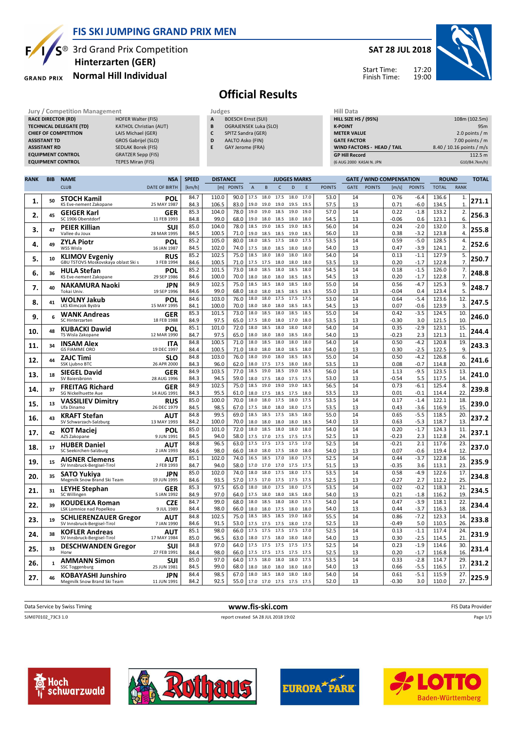# FIS SKI JUMPING GRAND PRIX MEN

3rd Grand Prix Competition
**Hinterzarten (GER)**
**Normal Hill Individual**

**SAT 28 JUL 2018**

Start Time: 17:20
Finish Time: 19:00

## Official Results

| Jury / Competition Management | |
|---|---|
| RACE DIRECTOR (RD) | HOFER Walter (FIS) |
| TECHNICAL DELEGATE (TD) | KATHOL Christian (AUT) |
| CHIEF OF COMPETITION | LAIS Michael (GER) |
| ASSISTANT TD | GROS Gabrijel (SLO) |
| ASSISTANT RD | SEDLAK Borek (FIS) |
| EQUIPMENT CONTROL | GRATZER Sepp (FIS) |
| EQUIPMENT CONTROL | TEPES Miran (FIS) |

| Judges | |
|---|---|
| A | BOESCH Ernst (SUI) |
| B | OGRAJENSEK Luka (SLO) |
| C | SPITZ Sandra (GER) |
| D | AALTO Asko (FIN) |
| E | GAY Jerome (FRA) |

| Hill Data | |
|---|---|
| HILL SIZE HS / (95%) | 108m (102.5m) |
| K-POINT | 95m |
| METER VALUE | 2.0 points / m |
| GATE FACTOR | 7.00 points / m |
| WIND FACTORS - HEAD / TAIL | 8.40 / 10.16 points / m/s |
| GP Hill Record | 112.5 m |
| (6 AUG 2000 KASAI N. JPN) | G10/84.7km/h) |

| RANK | BIB | NAME / CLUB | NSA / DATE OF BIRTH | SPEED [km/h] | DISTANCE [m] | DISTANCE POINTS | A | B | C | D | E | JUDGES POINTS | GATE | GATE POINTS | WIND [m/s] | WIND POINTS | ROUND TOTAL | ROUND RANK | TOTAL |
|---|---|---|---|---|---|---|---|---|---|---|---|---|---|---|---|---|---|---|---|
| 1. | 50 | **STOCH Kamil** | POL | 84.7 | 110.0 | 90.0 | 17.5 | 18.0 | 17.5 | 18.0 | 17.0 | 53.0 | 14 | | 0.76 | -6.4 | 136.6 | 1. | 271.1 |
| | | KS Eve-nement Zakopane | 25 MAY 1987 | 84.3 | 106.5 | 83.0 | 19.0 | 19.0 | 19.0 | 19.5 | 19.5 | 57.5 | 13 | | 0.71 | -6.0 | 134.5 | 1. | |
| 2. | 45 | **GEIGER Karl** | GER | 85.3 | 104.0 | 78.0 | 19.0 | 19.0 | 18.5 | 19.0 | 19.0 | 57.0 | 14 | | 0.22 | -1.8 | 133.2 | 2. | 256.3 |
| | | SC 1906 Oberstdorf | 11 FEB 1993 | 84.8 | 99.0 | 68.0 | 19.0 | 18.0 | 18.5 | 18.0 | 18.0 | 54.5 | 13 | | -0.06 | 0.6 | 123.1 | 6. | |
| 3. | 47 | **PEIER Killian** | SUI | 85.0 | 104.0 | 78.0 | 18.5 | 19.0 | 18.5 | 19.0 | 18.5 | 56.0 | 14 | | 0.24 | -2.0 | 132.0 | 3. | 255.8 |
| | | Vallee du Joux | 28 MAR 1995 | 84.5 | 100.5 | 71.0 | 19.0 | 18.5 | 18.5 | 19.0 | 18.5 | 56.0 | 13 | | 0.38 | -3.2 | 123.8 | 4. | |
| 4. | 49 | **ZYLA Piotr** | POL | 85.2 | 105.0 | 80.0 | 18.0 | 18.5 | 17.5 | 18.0 | 17.5 | 53.5 | 14 | | 0.59 | -5.0 | 128.5 | 4. | 252.6 |
| | | WSS Wisla | 16 JAN 1987 | 84.5 | 102.0 | 74.0 | 17.5 | 18.0 | 18.5 | 18.0 | 18.0 | 54.0 | 13 | | 0.47 | -3.9 | 124.1 | 2. | |
| 5. | 10 | **KLIMOV Evgeniy** | RUS | 85.2 | 102.5 | 75.0 | 18.5 | 18.0 | 18.0 | 18.0 | 18.0 | 54.0 | 14 | | 0.13 | -1.1 | 127.9 | 5. | 250.7 |
| | | GBU TSTOVS Moskovskaya oblast Ski s | 3 FEB 1994 | 84.6 | 100.5 | 71.0 | 17.5 | 17.5 | 18.0 | 18.0 | 18.0 | 53.5 | 13 | | 0.20 | -1.7 | 122.8 | 7. | |
| 6. | 36 | **HULA Stefan** | POL | 85.2 | 101.5 | 73.0 | 18.0 | 18.5 | 18.0 | 18.5 | 18.0 | 54.5 | 14 | | 0.18 | -1.5 | 126.0 | 7. | 248.8 |
| | | KS Eve-nement Zakopane | 29 SEP 1986 | 84.6 | 100.0 | 70.0 | 18.0 | 18.0 | 18.5 | 18.0 | 18.5 | 54.5 | 13 | | 0.20 | -1.7 | 122.8 | 7. | |
| 7. | 40 | **NAKAMURA Naoki** | JPN | 84.9 | 102.5 | 75.0 | 18.5 | 18.5 | 18.0 | 18.5 | 18.0 | 55.0 | 14 | | 0.56 | -4.7 | 125.3 | 9. | 248.7 |
| | | Tokai Univ. | 19 SEP 1996 | 84.6 | 99.0 | 68.0 | 18.0 | 18.0 | 18.5 | 18.5 | 18.5 | 55.0 | 13 | | -0.04 | 0.4 | 123.4 | 5. | |
| 8. | 41 | **WOLNY Jakub** | POL | 84.6 | 103.0 | 76.0 | 18.0 | 18.0 | 17.5 | 17.5 | 17.5 | 53.0 | 14 | | 0.64 | -5.4 | 123.6 | 12. | 247.5 |
| | | LKS Klimczok Bystra | 15 MAY 1995 | 84.1 | 100.0 | 70.0 | 18.0 | 18.0 | 18.0 | 18.5 | 18.0 | 54.5 | 13 | | 0.07 | -0.6 | 123.9 | 3. | |
| 9. | 6 | **WANK Andreas** | GER | 85.3 | 101.5 | 73.0 | 18.0 | 18.5 | 18.0 | 18.5 | 18.5 | 55.0 | 14 | | 0.42 | -3.5 | 124.5 | 10. | 246.0 |
| | | SC Hinterzarten | 18 FEB 1988 | 84.9 | 97.5 | 65.0 | 17.5 | 18.0 | 18.0 | 17.0 | 18.0 | 53.5 | 13 | | -0.30 | 3.0 | 121.5 | 10. | |
| 10. | 48 | **KUBACKI Dawid** | POL | 85.1 | 101.0 | 72.0 | 18.0 | 18.5 | 18.0 | 18.0 | 18.0 | 54.0 | 14 | | 0.35 | -2.9 | 123.1 | 15. | 244.4 |
| | | TS Wisla Zakopane | 12 MAR 1990 | 84.7 | 97.5 | 65.0 | 18.0 | 18.0 | 18.0 | 18.5 | 18.0 | 54.0 | 13 | | -0.23 | 2.3 | 121.3 | 11. | |
| 11. | 34 | **INSAM Alex** | ITA | 84.8 | 100.5 | 71.0 | 18.0 | 18.5 | 18.0 | 18.0 | 18.0 | 54.0 | 14 | | 0.50 | -4.2 | 120.8 | 19. | 243.3 |
| | | GS FIAMME ORO | 19 DEC 1997 | 84.4 | 100.5 | 71.0 | 18.0 | 18.0 | 18.0 | 18.5 | 18.0 | 54.0 | 13 | | 0.30 | -2.5 | 122.5 | 9. | |
| 12. | 44 | **ZAJC Timi** | SLO | 84.8 | 103.0 | 76.0 | 18.0 | 19.0 | 18.0 | 18.5 | 18.5 | 55.0 | 14 | | 0.50 | -4.2 | 126.8 | 6. | 241.6 |
| | | SSK Ljubno BTC | 26 APR 2000 | 84.3 | 96.0 | 62.0 | 18.0 | 17.5 | 17.5 | 18.0 | 18.0 | 53.5 | 13 | | 0.08 | -0.7 | 114.8 | 20. | |
| 13. | 18 | **SIEGEL David** | GER | 84.9 | 103.5 | 77.0 | 18.5 | 19.0 | 18.5 | 19.0 | 18.5 | 56.0 | 14 | | 1.13 | -9.5 | 123.5 | 13. | 241.0 |
| | | SV Baiersbronn | 28 AUG 1996 | 84.3 | 94.5 | 59.0 | 18.0 | 17.5 | 18.0 | 17.5 | 17.5 | 53.0 | 13 | | -0.54 | 5.5 | 117.5 | 14. | |
| 14. | 37 | **FREITAG Richard** | GER | 84.9 | 102.5 | 75.0 | 18.5 | 19.0 | 19.0 | 19.0 | 18.5 | 56.5 | 14 | | 0.73 | -6.1 | 125.4 | 8. | 239.8 |
| | | SG Nickelhuette Aue | 14 AUG 1991 | 84.3 | 95.5 | 61.0 | 18.0 | 17.5 | 18.5 | 17.5 | 18.0 | 53.5 | 13 | | 0.01 | -0.1 | 114.4 | 22. | |
| 15. | 13 | **VASSILIEV Dimitry** | RUS | 85.0 | 100.0 | 70.0 | 18.0 | 18.0 | 17.5 | 18.0 | 17.5 | 53.5 | 14 | | 0.17 | -1.4 | 122.1 | 18. | 239.0 |
| | | Ufa Dinamo | 26 DEC 1979 | 84.5 | 98.5 | 67.0 | 17.5 | 18.0 | 18.0 | 18.0 | 17.5 | 53.5 | 13 | | 0.43 | -3.6 | 116.9 | 15. | |
| 16. | 43 | **KRAFT Stefan** | AUT | 84.8 | 99.5 | 69.0 | 18.5 | 18.5 | 17.5 | 18.5 | 18.0 | 55.0 | 14 | | 0.65 | -5.5 | 118.5 | 20. | 237.2 |
| | | SV Schwarzach-Salzburg | 13 MAY 1993 | 84.2 | 100.0 | 70.0 | 18.0 | 18.0 | 18.0 | 18.0 | 18.5 | 54.0 | 13 | | 0.63 | -5.3 | 118.7 | 13. | |
| 17. | 42 | **KOT Maciej** | POL | 85.0 | 101.0 | 72.0 | 18.0 | 18.5 | 18.0 | 18.0 | 18.0 | 54.0 | 14 | | 0.20 | -1.7 | 124.3 | 11. | 237.1 |
| | | AZS Zakopane | 9 JUN 1991 | 84.5 | 94.0 | 58.0 | 17.5 | 17.0 | 17.5 | 17.5 | 17.5 | 52.5 | 13 | | -0.23 | 2.3 | 112.8 | 24. | |
| 18. | 17 | **HUBER Daniel** | AUT | 84.8 | 96.5 | 63.0 | 17.5 | 17.5 | 17.5 | 17.5 | 17.0 | 52.5 | 14 | | -0.21 | 2.1 | 117.6 | 23. | 237.0 |
| | | SC Seekirchen-Salzburg | 2 JAN 1993 | 84.6 | 98.0 | 66.0 | 18.0 | 18.0 | 17.5 | 18.0 | 18.0 | 54.0 | 13 | | 0.07 | -0.6 | 119.4 | 12. | |
| 19. | 15 | **AIGNER Clemens** | AUT | 85.1 | 102.0 | 74.0 | 16.5 | 18.5 | 17.0 | 18.0 | 17.5 | 52.5 | 14 | | 0.44 | -3.7 | 122.8 | 16. | 235.9 |
| | | SV Innsbruck-Bergisel-Tirol | 2 FEB 1993 | 84.7 | 94.0 | 58.0 | 17.0 | 17.0 | 17.0 | 17.5 | 17.5 | 51.5 | 13 | | -0.35 | 3.6 | 113.1 | 23. | |
| 20. | 35 | **SATO Yukiya** | JPN | 85.0 | 102.0 | 74.0 | 18.0 | 18.0 | 17.5 | 18.0 | 17.5 | 53.5 | 14 | | 0.58 | -4.9 | 122.6 | 17. | 234.8 |
| | | Megmilk Snow Brand Ski Team | 19 JUN 1995 | 84.6 | 93.5 | 57.0 | 17.5 | 17.0 | 17.5 | 17.5 | 17.5 | 52.5 | 13 | | -0.27 | 2.7 | 112.2 | 25. | |
| 21. | 31 | **LEYHE Stephan** | GER | 85.3 | 97.5 | 65.0 | 18.0 | 18.0 | 17.5 | 18.0 | 17.5 | 53.5 | 14 | | 0.02 | -0.2 | 118.3 | 21. | 234.5 |
| | | SC Willingen | 5 JAN 1992 | 84.9 | 97.0 | 64.0 | 17.5 | 18.0 | 18.0 | 18.5 | 18.0 | 54.0 | 13 | | 0.21 | -1.8 | 116.2 | 19. | |
| 22. | 39 | **KOUDELKA Roman** | CZE | 84.7 | 99.0 | 68.0 | 18.0 | 18.5 | 18.0 | 18.0 | 17.5 | 54.0 | 14 | | 0.47 | -3.9 | 118.1 | 22. | 234.4 |
| | | LSK Lomnice nad Popelkou | 9 JUL 1989 | 84.4 | 98.0 | 66.0 | 18.0 | 18.0 | 17.5 | 18.0 | 18.0 | 54.0 | 13 | | 0.44 | -3.7 | 116.3 | 18. | |
| 23. | 19 | **SCHLIERENZAUER Gregor** | AUT | 84.8 | 102.5 | 75.0 | 18.5 | 18.5 | 18.5 | 19.0 | 18.0 | 55.5 | 14 | | 0.86 | -7.2 | 123.3 | 14. | 233.8 |
| | | SV Innsbruck-Bergisel-Tirol | 7 JAN 1990 | 84.6 | 91.5 | 53.0 | 17.5 | 17.5 | 17.5 | 18.0 | 17.0 | 52.5 | 13 | | -0.49 | 5.0 | 110.5 | 26. | |
| 24. | 38 | **KOFLER Andreas** | AUT | 85.1 | 98.0 | 66.0 | 17.5 | 17.5 | 17.5 | 17.5 | 17.0 | 52.5 | 14 | | 0.13 | -1.1 | 117.4 | 24. | 231.9 |
| | | SV Innsbruck-Bergisel-Tirol | 17 MAY 1984 | 85.0 | 96.5 | 63.0 | 18.0 | 17.5 | 18.0 | 18.0 | 18.0 | 54.0 | 13 | | 0.30 | -2.5 | 114.5 | 21. | |
| 25. | 33 | **DESCHWANDEN Gregor** | SUI | 84.8 | 97.0 | 64.0 | 17.5 | 17.5 | 17.5 | 17.5 | 17.5 | 52.5 | 14 | | 0.23 | -1.9 | 114.6 | 30. | 231.4 |
| | | Horw | 27 FEB 1991 | 84.4 | 98.0 | 66.0 | 17.5 | 17.5 | 17.5 | 17.5 | 17.5 | 52.5 | 13 | | 0.20 | -1.7 | 116.8 | 16. | |
| 26. | 1 | **AMMANN Simon** | SUI | 85.0 | 97.0 | 64.0 | 17.5 | 18.0 | 18.0 | 18.0 | 17.5 | 53.5 | 14 | | 0.33 | -2.8 | 114.7 | 29. | 231.2 |
| | | SSC Toggenburg | 25 JUN 1981 | 84.5 | 99.0 | 68.0 | 18.0 | 18.0 | 18.0 | 18.0 | 18.0 | 54.0 | 13 | | 0.66 | -5.5 | 116.5 | 17. | |
| 27. | 46 | **KOBAYASHI Junshiro** | JPN | 84.4 | 98.5 | 67.0 | 18.0 | 18.5 | 18.0 | 18.0 | 18.0 | 54.0 | 14 | | 0.61 | -5.1 | 115.9 | 27. | 225.9 |
| | | Megmilk Snow Brand Ski Team | 11 JUN 1991 | 84.2 | 92.5 | 55.0 | 17.0 | 17.0 | 17.5 | 17.5 | 17.5 | 52.0 | 13 | | -0.30 | 3.0 | 110.0 | 27. | |

Data Service by Swiss Timing — www.fis-ski.com — FIS Data Provider

SJM070102_73C3 1.0 — report created SA 28 JUL 2018 19:02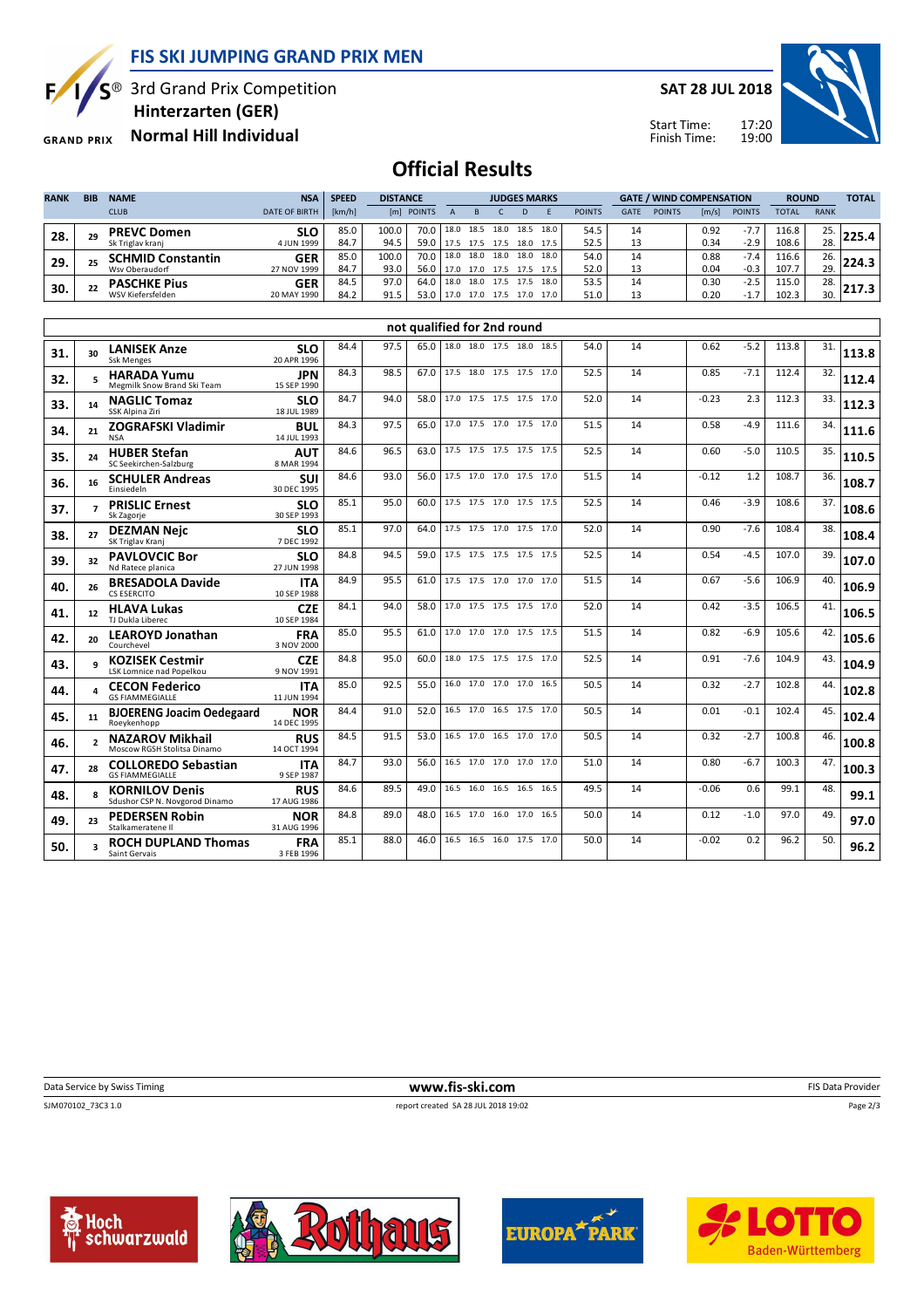# FIS SKI JUMPING GRAND PRIX MEN

3rd Grand Prix Competition
**Hinterzarten (GER)**
**Normal Hill Individual**

**SAT 28 JUL 2018**

Start Time: 17:20
Finish Time: 19:00

## Official Results

| RANK | BIB | NAME / CLUB | NSA / DATE OF BIRTH | SPEED [km/h] | DISTANCE [m] | DISTANCE POINTS | JUDGES MARKS A | B | C | D | E | JUDGES POINTS | GATE | GATE POINTS | WIND [m/s] | WIND POINTS | ROUND TOTAL | ROUND RANK | TOTAL |
|---|---|---|---|---|---|---|---|---|---|---|---|---|---|---|---|---|---|---|---|
| 28. | 29 | **PREVC Domen** Sk Triglav kranj | **SLO** 4 JUN 1999 | 85.0 | 100.0 | 70.0 | 18.0 | 18.5 | 18.0 | 18.5 | 18.0 | 54.5 | 14 | | 0.92 | -7.7 | 116.8 | 25. | **225.4** |
| | | | | 84.7 | 94.5 | 59.0 | 17.5 | 17.5 | 17.5 | 18.0 | 17.5 | 52.5 | 13 | | 0.34 | -2.9 | 108.6 | 28. | |
| 29. | 25 | **SCHMID Constantin** Wsv Oberaudorf | **GER** 27 NOV 1999 | 85.0 | 100.0 | 70.0 | 18.0 | 18.0 | 18.0 | 18.0 | 18.0 | 54.0 | 14 | | 0.88 | -7.4 | 116.6 | 26. | **224.3** |
| | | | | 84.7 | 93.0 | 56.0 | 17.0 | 17.0 | 17.5 | 17.5 | 17.5 | 52.0 | 13 | | 0.04 | -0.3 | 107.7 | 29. | |
| 30. | 22 | **PASCHKE Pius** WSV Kiefersfelden | **GER** 20 MAY 1990 | 84.5 | 97.0 | 64.0 | 18.0 | 18.0 | 17.5 | 17.5 | 18.0 | 53.5 | 14 | | 0.30 | -2.5 | 115.0 | 28. | **217.3** |
| | | | | 84.2 | 91.5 | 53.0 | 17.0 | 17.0 | 17.5 | 17.0 | 17.0 | 51.0 | 13 | | 0.20 | -1.7 | 102.3 | 30. | |

### not qualified for 2nd round

| RANK | BIB | NAME / CLUB | NSA / DATE OF BIRTH | SPEED [km/h] | DISTANCE [m] | DISTANCE POINTS | JUDGES MARKS A | B | C | D | E | JUDGES POINTS | GATE | GATE POINTS | WIND [m/s] | WIND POINTS | ROUND TOTAL | ROUND RANK | TOTAL |
|---|---|---|---|---|---|---|---|---|---|---|---|---|---|---|---|---|---|---|---|
| 31. | 30 | **LANISEK Anze** Ssk Menges | **SLO** 20 APR 1996 | 84.4 | 97.5 | 65.0 | 18.0 | 18.0 | 17.5 | 18.0 | 18.5 | 54.0 | 14 | | 0.62 | -5.2 | 113.8 | 31. | **113.8** |
| 32. | 5 | **HARADA Yumu** Megmilk Snow Brand Ski Team | **JPN** 15 SEP 1990 | 84.3 | 98.5 | 67.0 | 17.5 | 18.0 | 17.5 | 17.5 | 17.0 | 52.5 | 14 | | 0.85 | -7.1 | 112.4 | 32. | **112.4** |
| 33. | 14 | **NAGLIC Tomaz** SSK Alpina Ziri | **SLO** 18 JUL 1989 | 84.7 | 94.0 | 58.0 | 17.0 | 17.5 | 17.5 | 17.5 | 17.0 | 52.0 | 14 | | -0.23 | 2.3 | 112.3 | 33. | **112.3** |
| 34. | 21 | **ZOGRAFSKI Vladimir** NSA | **BUL** 14 JUL 1993 | 84.3 | 97.5 | 65.0 | 17.0 | 17.5 | 17.0 | 17.5 | 17.0 | 51.5 | 14 | | 0.58 | -4.9 | 111.6 | 34. | **111.6** |
| 35. | 24 | **HUBER Stefan** SC Seekirchen-Salzburg | **AUT** 8 MAR 1994 | 84.6 | 96.5 | 63.0 | 17.5 | 17.5 | 17.5 | 17.5 | 17.5 | 52.5 | 14 | | 0.60 | -5.0 | 110.5 | 35. | **110.5** |
| 36. | 16 | **SCHULER Andreas** Einsiedeln | **SUI** 30 DEC 1995 | 84.6 | 93.0 | 56.0 | 17.5 | 17.0 | 17.0 | 17.5 | 17.0 | 51.5 | 14 | | -0.12 | 1.2 | 108.7 | 36. | **108.7** |
| 37. | 7 | **PRISLIC Ernest** Sk Zagorje | **SLO** 30 SEP 1993 | 85.1 | 95.0 | 60.0 | 17.5 | 17.5 | 17.0 | 17.5 | 17.5 | 52.5 | 14 | | 0.46 | -3.9 | 108.6 | 37. | **108.6** |
| 38. | 27 | **DEZMAN Nejc** SK Triglav Kranj | **SLO** 7 DEC 1992 | 85.1 | 97.0 | 64.0 | 17.5 | 17.5 | 17.0 | 17.5 | 17.0 | 52.0 | 14 | | 0.90 | -7.6 | 108.4 | 38. | **108.4** |
| 39. | 32 | **PAVLOVCIC Bor** Nd Ratece planica | **SLO** 27 JUN 1998 | 84.8 | 94.5 | 59.0 | 17.5 | 17.5 | 17.5 | 17.5 | 17.5 | 52.5 | 14 | | 0.54 | -4.5 | 107.0 | 39. | **107.0** |
| 40. | 26 | **BRESADOLA Davide** CS ESERCITO | **ITA** 10 SEP 1988 | 84.9 | 95.5 | 61.0 | 17.5 | 17.5 | 17.0 | 17.0 | 17.0 | 51.5 | 14 | | 0.67 | -5.6 | 106.9 | 40. | **106.9** |
| 41. | 12 | **HLAVA Lukas** TJ Dukla Liberec | **CZE** 10 SEP 1984 | 84.1 | 94.0 | 58.0 | 17.0 | 17.5 | 17.5 | 17.5 | 17.0 | 52.0 | 14 | | 0.42 | -3.5 | 106.5 | 41. | **106.5** |
| 42. | 20 | **LEAROYD Jonathan** Courchevel | **FRA** 3 NOV 2000 | 85.0 | 95.5 | 61.0 | 17.0 | 17.0 | 17.0 | 17.5 | 17.5 | 51.5 | 14 | | 0.82 | -6.9 | 105.6 | 42. | **105.6** |
| 43. | 9 | **KOZISEK Cestmir** LSK Lomnice nad Popelkou | **CZE** 9 NOV 1991 | 84.8 | 95.0 | 60.0 | 18.0 | 17.5 | 17.5 | 17.5 | 17.0 | 52.5 | 14 | | 0.91 | -7.6 | 104.9 | 43. | **104.9** |
| 44. | 4 | **CECON Federico** GS FIAMMEGIALLE | **ITA** 11 JUN 1994 | 85.0 | 92.5 | 55.0 | 16.0 | 17.0 | 17.0 | 17.0 | 16.5 | 50.5 | 14 | | 0.32 | -2.7 | 102.8 | 44. | **102.8** |
| 45. | 11 | **BJOERENG Joacim Oedegaard** Roeykenhopp | **NOR** 14 DEC 1995 | 84.4 | 91.0 | 52.0 | 16.5 | 17.0 | 16.5 | 17.5 | 17.0 | 50.5 | 14 | | 0.01 | -0.1 | 102.4 | 45. | **102.4** |
| 46. | 2 | **NAZAROV Mikhail** Moscow RGSH Stolitsa Dinamo | **RUS** 14 OCT 1994 | 84.5 | 91.5 | 53.0 | 16.5 | 17.0 | 16.5 | 17.0 | 17.0 | 50.5 | 14 | | 0.32 | -2.7 | 100.8 | 46. | **100.8** |
| 47. | 28 | **COLLOREDO Sebastian** GS FIAMMEGIALLE | **ITA** 9 SEP 1987 | 84.7 | 93.0 | 56.0 | 16.5 | 17.0 | 17.0 | 17.0 | 17.0 | 51.0 | 14 | | 0.80 | -6.7 | 100.3 | 47. | **100.3** |
| 48. | 8 | **KORNILOV Denis** Sdushor CSP N. Novgorod Dinamo | **RUS** 17 AUG 1986 | 84.6 | 89.5 | 49.0 | 16.5 | 16.0 | 16.5 | 16.5 | 16.5 | 49.5 | 14 | | -0.06 | 0.6 | 99.1 | 48. | **99.1** |
| 49. | 23 | **PEDERSEN Robin** Stalkameratene II | **NOR** 31 AUG 1996 | 84.8 | 89.0 | 48.0 | 16.5 | 17.0 | 16.0 | 17.0 | 16.5 | 50.0 | 14 | | 0.12 | -1.0 | 97.0 | 49. | **97.0** |
| 50. | 3 | **ROCH DUPLAND Thomas** Saint Gervais | **FRA** 3 FEB 1996 | 85.1 | 88.0 | 46.0 | 16.5 | 16.5 | 16.0 | 17.5 | 17.0 | 50.0 | 14 | | -0.02 | 0.2 | 96.2 | 50. | **96.2** |

Data Service by Swiss Timing — www.fis-ski.com — FIS Data Provider

SJM070102_73C3 1.0 — report created SA 28 JUL 2018 19:02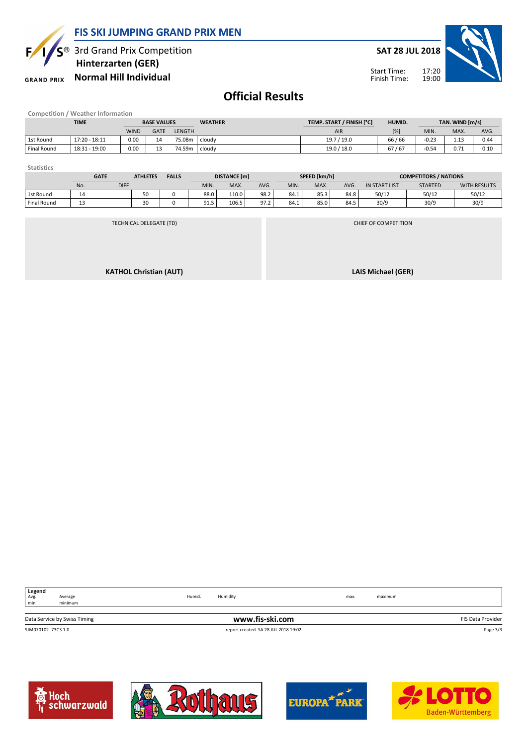# FIS SKI JUMPING GRAND PRIX MEN

3rd Grand Prix Competition
**Hinterzarten (GER)**
**Normal Hill Individual**

**SAT 28 JUL 2018**

Start Time: 17:20
Finish Time: 19:00

## Official Results

**Competition / Weather Information**

| | TIME | BASE VALUES | | | WEATHER | TEMP. START / FINISH [°C] | HUMID. | TAN. WIND [m/s] | | |
|---|---|---|---|---|---|---|---|---|---|---|
| | | WIND | GATE | LENGTH | | AIR | [%] | MIN. | MAX. | AVG. |
| 1st Round | 17:20 - 18:11 | 0.00 | 14 | 75.08m | cloudy | 19.7 / 19.0 | 66 / 66 | -0.23 | 1.13 | 0.44 |
| Final Round | 18:31 - 19:00 | 0.00 | 13 | 74.59m | cloudy | 19.0 / 18.0 | 67 / 67 | -0.54 | 0.71 | 0.10 |

**Statistics**

| | GATE | | ATHLETES | FALLS | DISTANCE [m] | | | SPEED [km/h] | | | COMPETITORS / NATIONS | | |
|---|---|---|---|---|---|---|---|---|---|---|---|---|---|
| | No. | DIFF | | | MIN. | MAX. | AVG. | MIN. | MAX. | AVG. | IN START LIST | STARTED | WITH RESULTS |
| 1st Round | 14 | | 50 | 0 | 88.0 | 110.0 | 98.2 | 84.1 | 85.3 | 84.8 | 50/12 | 50/12 | 50/12 |
| Final Round | 13 | | 30 | 0 | 91.5 | 106.5 | 97.2 | 84.1 | 85.0 | 84.5 | 30/9 | 30/9 | 30/9 |

| TECHNICAL DELEGATE (TD) | CHIEF OF COMPETITION |
|---|---|
| **KATHOL Christian (AUT)** | **LAIS Michael (GER)** |

**Legend**

| | | | | | |
|---|---|---|---|---|---|
| Avg. | Average | Humid. | Humidity | max. | maximum |
| min. | minimum | | | | |

Data Service by Swiss Timing | www.fis-ski.com | FIS Data Provider

SJM070102_73C3 1.0 | report created SA 28 JUL 2018 19:02